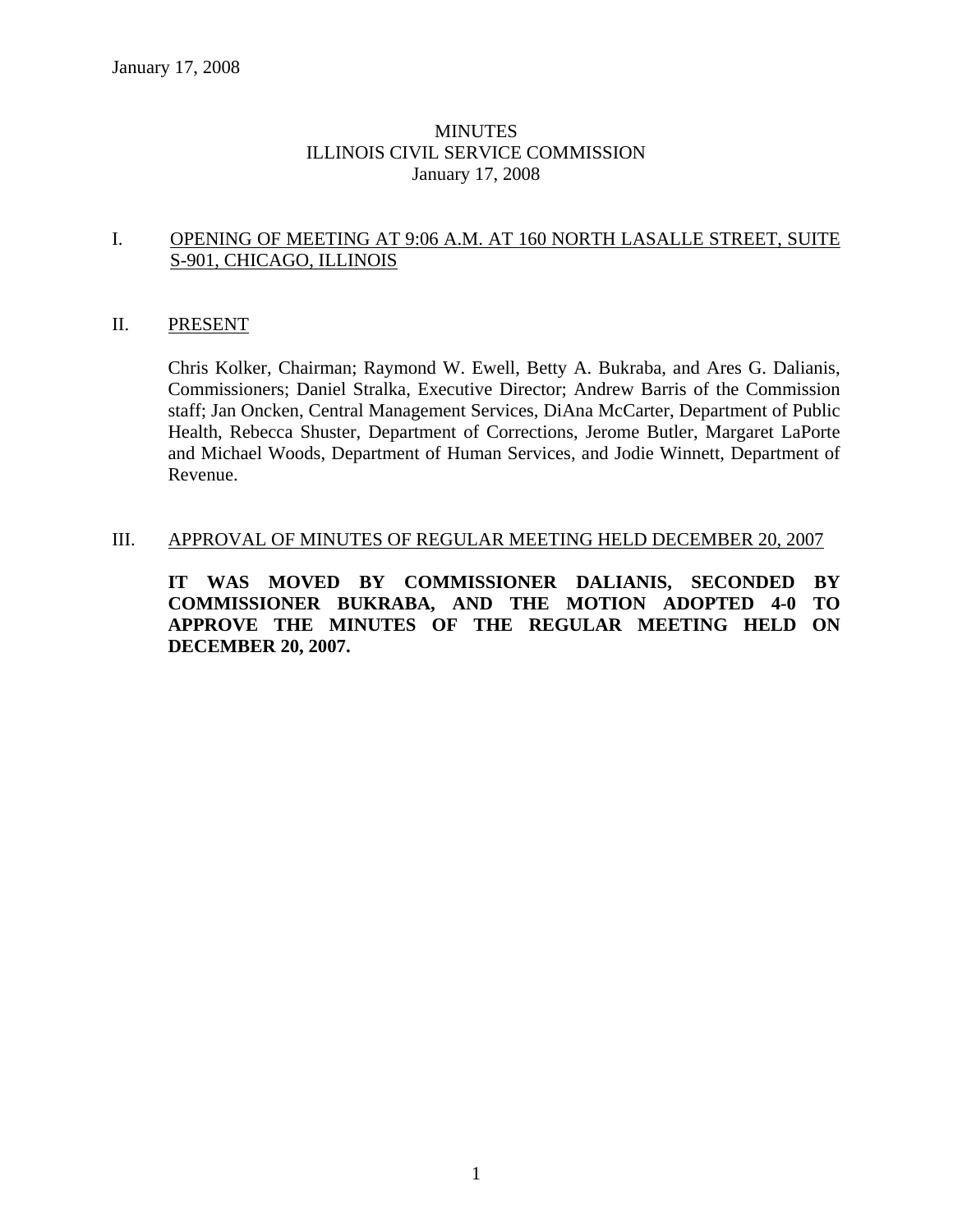January 17, 2008

# MINUTES
# ILLINOIS CIVIL SERVICE COMMISSION
## January 17, 2008

I. <u>OPENING OF MEETING AT 9:06 A.M. AT 160 NORTH LASALLE STREET, SUITE S-901, CHICAGO, ILLINOIS</u>

II. <u>PRESENT</u>

Chris Kolker, Chairman; Raymond W. Ewell, Betty A. Bukraba, and Ares G. Dalianis, Commissioners; Daniel Stralka, Executive Director; Andrew Barris of the Commission staff; Jan Oncken, Central Management Services, DiAna McCarter, Department of Public Health, Rebecca Shuster, Department of Corrections, Jerome Butler, Margaret LaPorte and Michael Woods, Department of Human Services, and Jodie Winnett, Department of Revenue.

III. <u>APPROVAL OF MINUTES OF REGULAR MEETING HELD DECEMBER 20, 2007</u>

**IT WAS MOVED BY COMMISSIONER DALIANIS, SECONDED BY COMMISSIONER BUKRABA, AND THE MOTION ADOPTED 4-0 TO APPROVE THE MINUTES OF THE REGULAR MEETING HELD ON DECEMBER 20, 2007.**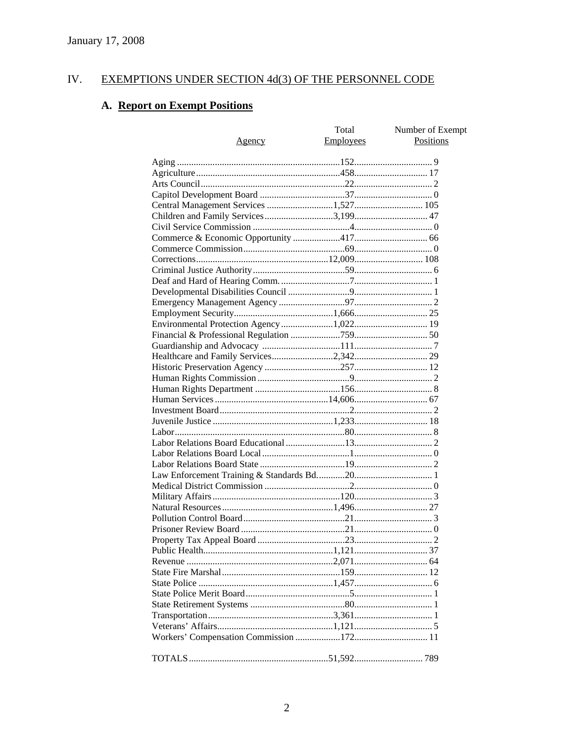January 17, 2008

## IV. EXEMPTIONS UNDER SECTION 4d(3) OF THE PERSONNEL CODE

### A. Report on Exempt Positions

| Agency | Total Employees | Number of Exempt Positions |
|---|---|---|
| Aging | 152 | 9 |
| Agriculture | 458 | 17 |
| Arts Council | 22 | 2 |
| Capitol Development Board | 37 | 0 |
| Central Management Services | 1,527 | 105 |
| Children and Family Services | 3,199 | 47 |
| Civil Service Commission | 4 | 0 |
| Commerce & Economic Opportunity | 417 | 66 |
| Commerce Commission | 69 | 0 |
| Corrections | 12,009 | 108 |
| Criminal Justice Authority | 59 | 6 |
| Deaf and Hard of Hearing Comm. | 7 | 1 |
| Developmental Disabilities Council | 9 | 1 |
| Emergency Management Agency | 97 | 2 |
| Employment Security | 1,666 | 25 |
| Environmental Protection Agency | 1,022 | 19 |
| Financial & Professional Regulation | 759 | 50 |
| Guardianship and Advocacy | 111 | 7 |
| Healthcare and Family Services | 2,342 | 29 |
| Historic Preservation Agency | 257 | 12 |
| Human Rights Commission | 9 | 2 |
| Human Rights Department | 156 | 8 |
| Human Services | 14,606 | 67 |
| Investment Board | 2 | 2 |
| Juvenile Justice | 1,233 | 18 |
| Labor | 80 | 8 |
| Labor Relations Board Educational | 13 | 2 |
| Labor Relations Board Local | 1 | 0 |
| Labor Relations Board State | 19 | 2 |
| Law Enforcement Training & Standards Bd. | 20 | 1 |
| Medical District Commission | 2 | 0 |
| Military Affairs | 120 | 3 |
| Natural Resources | 1,496 | 27 |
| Pollution Control Board | 21 | 3 |
| Prisoner Review Board | 21 | 0 |
| Property Tax Appeal Board | 23 | 2 |
| Public Health | 1,121 | 37 |
| Revenue | 2,071 | 64 |
| State Fire Marshal | 159 | 12 |
| State Police | 1,457 | 6 |
| State Police Merit Board | 5 | 1 |
| State Retirement Systems | 80 | 1 |
| Transportation | 3,361 | 1 |
| Veterans' Affairs | 1,121 | 5 |
| Workers' Compensation Commission | 172 | 11 |
| TOTALS | 51,592 | 789 |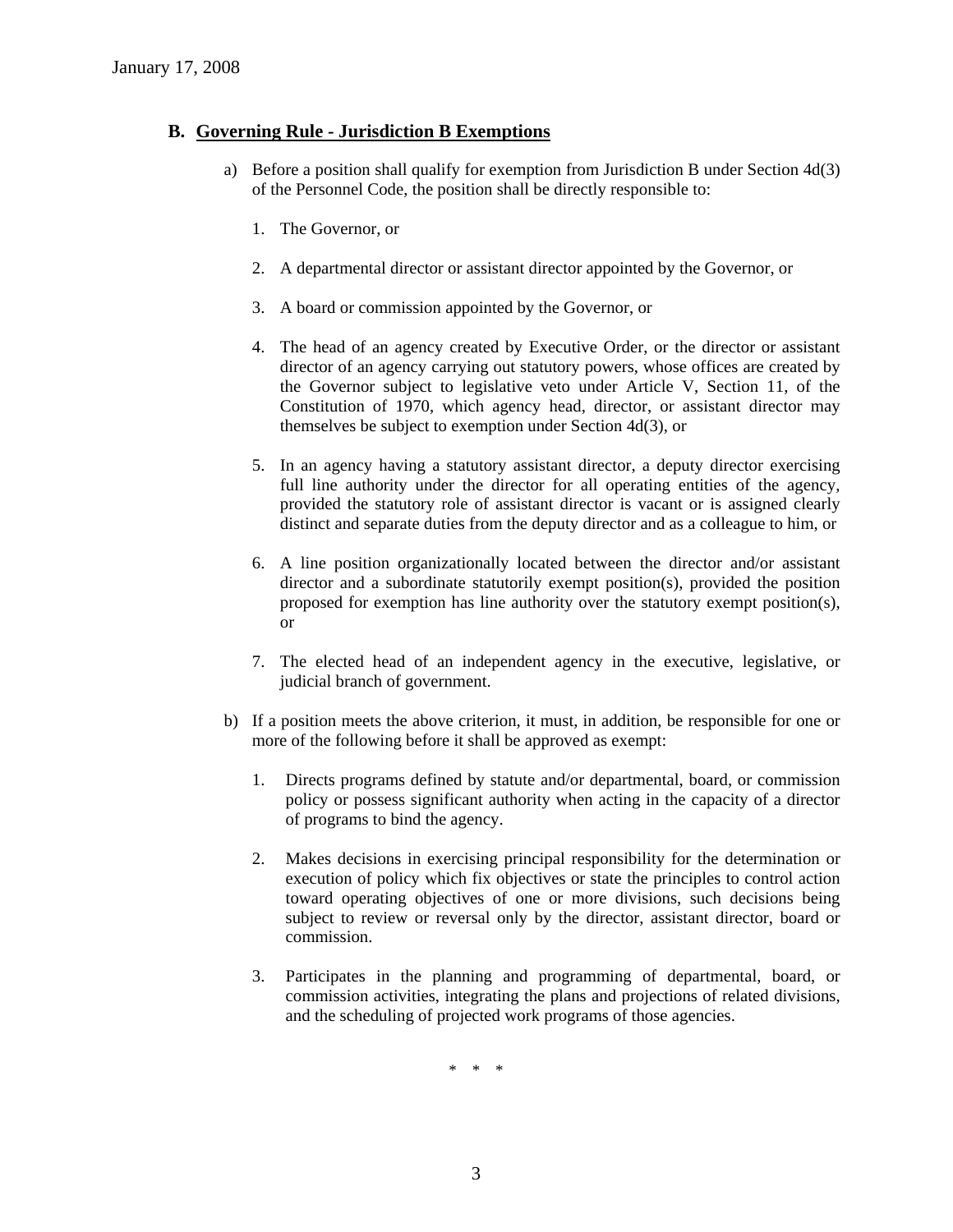## B. Governing Rule - Jurisdiction B Exemptions

a) Before a position shall qualify for exemption from Jurisdiction B under Section 4d(3) of the Personnel Code, the position shall be directly responsible to:

1. The Governor, or

2. A departmental director or assistant director appointed by the Governor, or

3. A board or commission appointed by the Governor, or

4. The head of an agency created by Executive Order, or the director or assistant director of an agency carrying out statutory powers, whose offices are created by the Governor subject to legislative veto under Article V, Section 11, of the Constitution of 1970, which agency head, director, or assistant director may themselves be subject to exemption under Section 4d(3), or

5. In an agency having a statutory assistant director, a deputy director exercising full line authority under the director for all operating entities of the agency, provided the statutory role of assistant director is vacant or is assigned clearly distinct and separate duties from the deputy director and as a colleague to him, or

6. A line position organizationally located between the director and/or assistant director and a subordinate statutorily exempt position(s), provided the position proposed for exemption has line authority over the statutory exempt position(s), or

7. The elected head of an independent agency in the executive, legislative, or judicial branch of government.

b) If a position meets the above criterion, it must, in addition, be responsible for one or more of the following before it shall be approved as exempt:

1. Directs programs defined by statute and/or departmental, board, or commission policy or possess significant authority when acting in the capacity of a director of programs to bind the agency.

2. Makes decisions in exercising principal responsibility for the determination or execution of policy which fix objectives or state the principles to control action toward operating objectives of one or more divisions, such decisions being subject to review or reversal only by the director, assistant director, board or commission.

3. Participates in the planning and programming of departmental, board, or commission activities, integrating the plans and projections of related divisions, and the scheduling of projected work programs of those agencies.

\* \* \*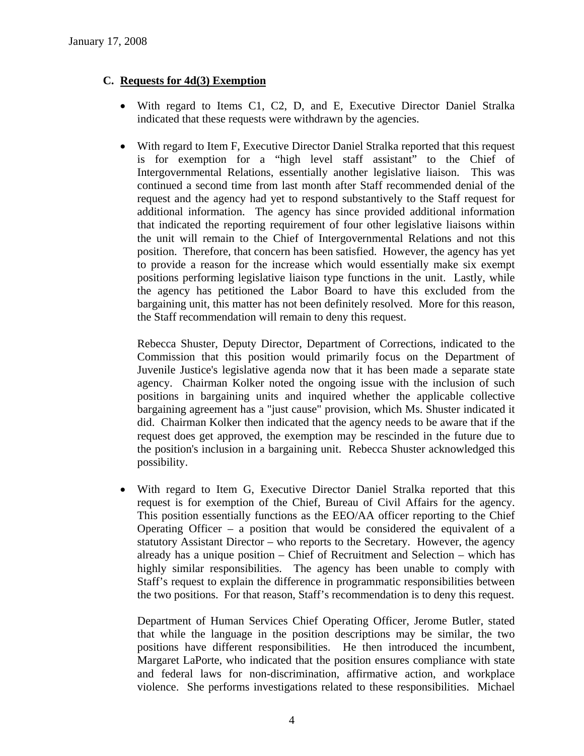### C. Requests for 4d(3) Exemption

- With regard to Items C1, C2, D, and E, Executive Director Daniel Stralka indicated that these requests were withdrawn by the agencies.

- With regard to Item F, Executive Director Daniel Stralka reported that this request is for exemption for a "high level staff assistant" to the Chief of Intergovernmental Relations, essentially another legislative liaison. This was continued a second time from last month after Staff recommended denial of the request and the agency had yet to respond substantively to the Staff request for additional information. The agency has since provided additional information that indicated the reporting requirement of four other legislative liaisons within the unit will remain to the Chief of Intergovernmental Relations and not this position. Therefore, that concern has been satisfied. However, the agency has yet to provide a reason for the increase which would essentially make six exempt positions performing legislative liaison type functions in the unit. Lastly, while the agency has petitioned the Labor Board to have this excluded from the bargaining unit, this matter has not been definitely resolved. More for this reason, the Staff recommendation will remain to deny this request.

  Rebecca Shuster, Deputy Director, Department of Corrections, indicated to the Commission that this position would primarily focus on the Department of Juvenile Justice's legislative agenda now that it has been made a separate state agency. Chairman Kolker noted the ongoing issue with the inclusion of such positions in bargaining units and inquired whether the applicable collective bargaining agreement has a "just cause" provision, which Ms. Shuster indicated it did. Chairman Kolker then indicated that the agency needs to be aware that if the request does get approved, the exemption may be rescinded in the future due to the position's inclusion in a bargaining unit. Rebecca Shuster acknowledged this possibility.

- With regard to Item G, Executive Director Daniel Stralka reported that this request is for exemption of the Chief, Bureau of Civil Affairs for the agency. This position essentially functions as the EEO/AA officer reporting to the Chief Operating Officer – a position that would be considered the equivalent of a statutory Assistant Director – who reports to the Secretary. However, the agency already has a unique position – Chief of Recruitment and Selection – which has highly similar responsibilities. The agency has been unable to comply with Staff's request to explain the difference in programmatic responsibilities between the two positions. For that reason, Staff's recommendation is to deny this request.

  Department of Human Services Chief Operating Officer, Jerome Butler, stated that while the language in the position descriptions may be similar, the two positions have different responsibilities. He then introduced the incumbent, Margaret LaPorte, who indicated that the position ensures compliance with state and federal laws for non-discrimination, affirmative action, and workplace violence. She performs investigations related to these responsibilities. Michael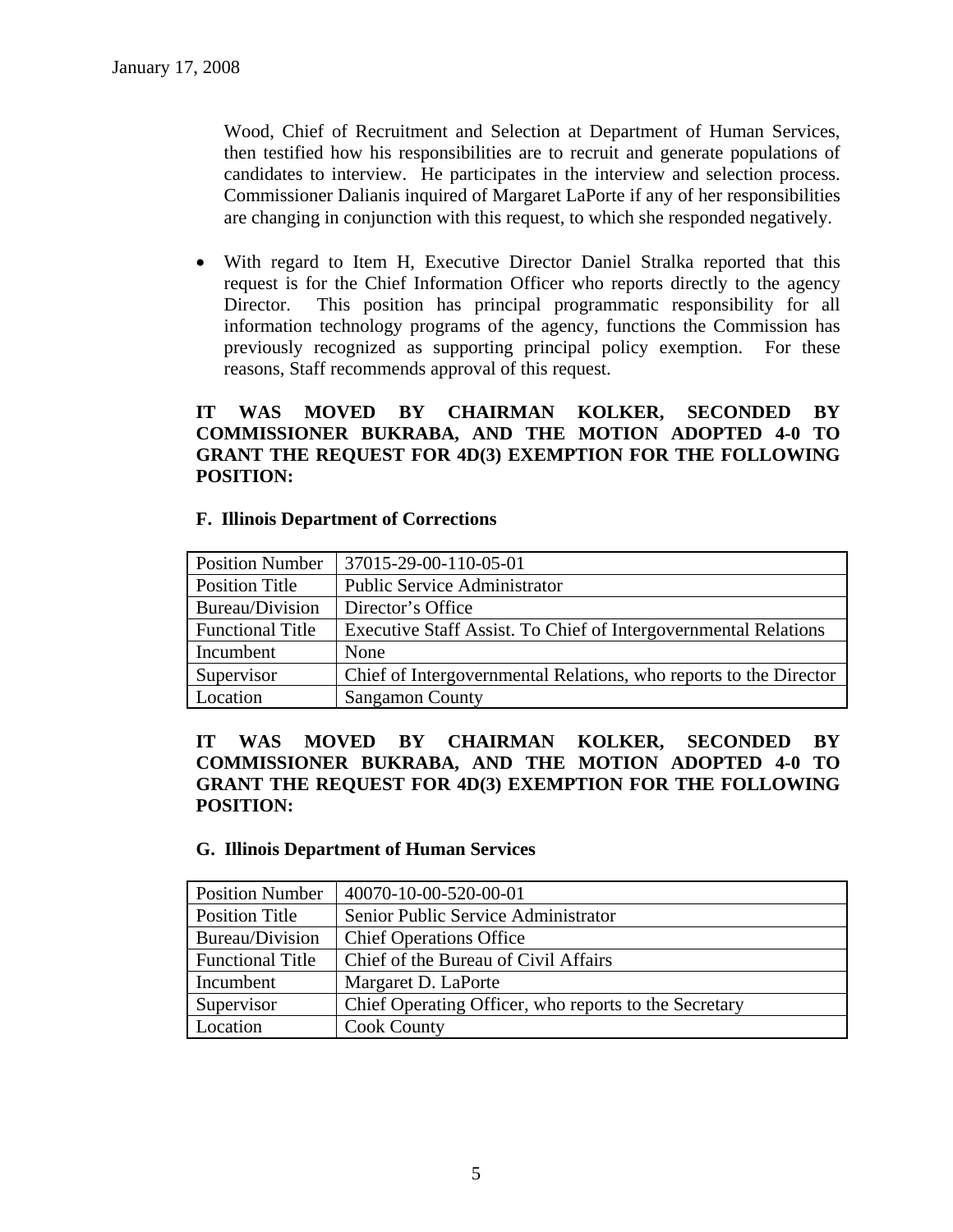Wood, Chief of Recruitment and Selection at Department of Human Services, then testified how his responsibilities are to recruit and generate populations of candidates to interview. He participates in the interview and selection process. Commissioner Dalianis inquired of Margaret LaPorte if any of her responsibilities are changing in conjunction with this request, to which she responded negatively.

- With regard to Item H, Executive Director Daniel Stralka reported that this request is for the Chief Information Officer who reports directly to the agency Director. This position has principal programmatic responsibility for all information technology programs of the agency, functions the Commission has previously recognized as supporting principal policy exemption. For these reasons, Staff recommends approval of this request.

**IT WAS MOVED BY CHAIRMAN KOLKER, SECONDED BY COMMISSIONER BUKRABA, AND THE MOTION ADOPTED 4-0 TO GRANT THE REQUEST FOR 4D(3) EXEMPTION FOR THE FOLLOWING POSITION:**

**F. Illinois Department of Corrections**

| Position Number | 37015-29-00-110-05-01 |
|---|---|
| Position Title | Public Service Administrator |
| Bureau/Division | Director's Office |
| Functional Title | Executive Staff Assist. To Chief of Intergovernmental Relations |
| Incumbent | None |
| Supervisor | Chief of Intergovernmental Relations, who reports to the Director |
| Location | Sangamon County |

**IT WAS MOVED BY CHAIRMAN KOLKER, SECONDED BY COMMISSIONER BUKRABA, AND THE MOTION ADOPTED 4-0 TO GRANT THE REQUEST FOR 4D(3) EXEMPTION FOR THE FOLLOWING POSITION:**

**G. Illinois Department of Human Services**

| Position Number | 40070-10-00-520-00-01 |
|---|---|
| Position Title | Senior Public Service Administrator |
| Bureau/Division | Chief Operations Office |
| Functional Title | Chief of the Bureau of Civil Affairs |
| Incumbent | Margaret D. LaPorte |
| Supervisor | Chief Operating Officer, who reports to the Secretary |
| Location | Cook County |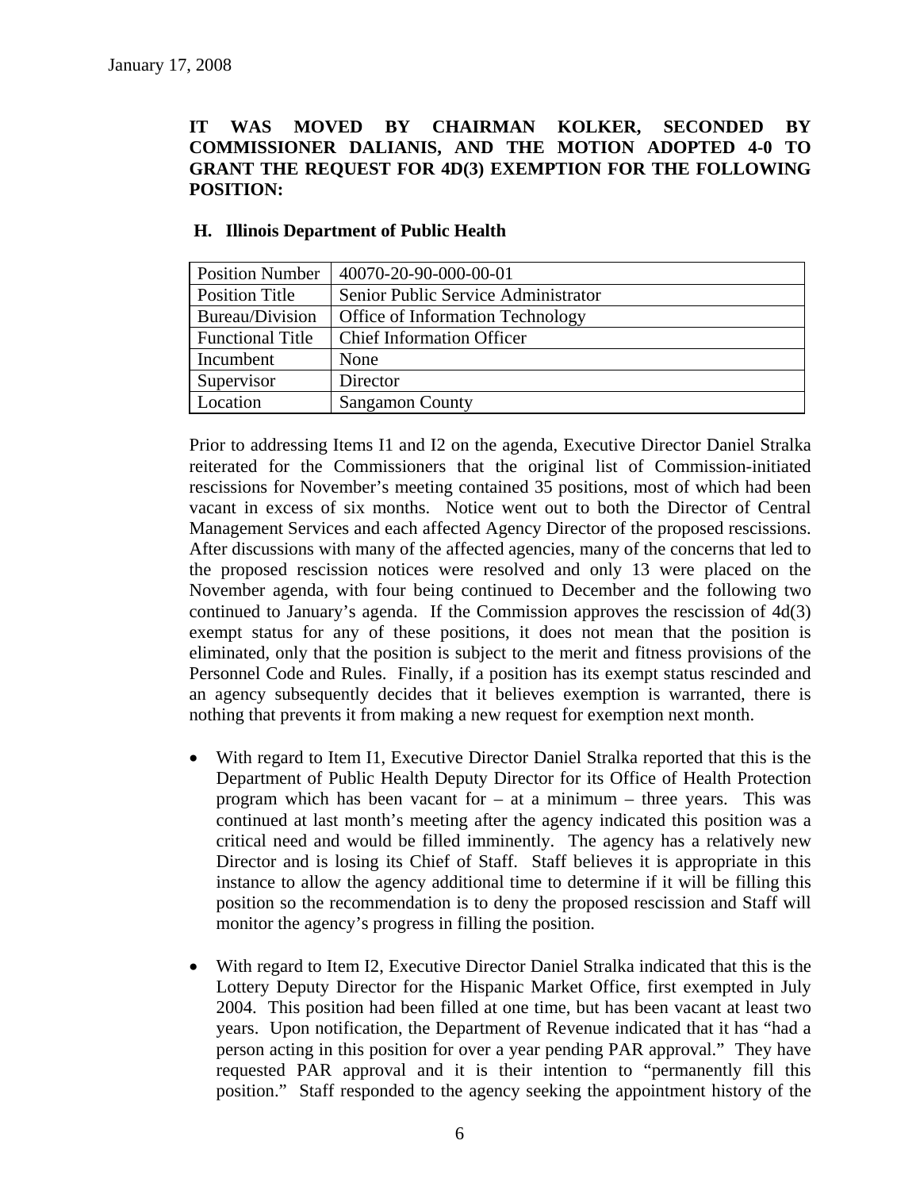January 17, 2008

**IT WAS MOVED BY CHAIRMAN KOLKER, SECONDED BY COMMISSIONER DALIANIS, AND THE MOTION ADOPTED 4-0 TO GRANT THE REQUEST FOR 4D(3) EXEMPTION FOR THE FOLLOWING POSITION:**

**H. Illinois Department of Public Health**

| Position Number | 40070-20-90-000-00-01 |
|---|---|
| Position Title | Senior Public Service Administrator |
| Bureau/Division | Office of Information Technology |
| Functional Title | Chief Information Officer |
| Incumbent | None |
| Supervisor | Director |
| Location | Sangamon County |

Prior to addressing Items I1 and I2 on the agenda, Executive Director Daniel Stralka reiterated for the Commissioners that the original list of Commission-initiated rescissions for November's meeting contained 35 positions, most of which had been vacant in excess of six months. Notice went out to both the Director of Central Management Services and each affected Agency Director of the proposed rescissions. After discussions with many of the affected agencies, many of the concerns that led to the proposed rescission notices were resolved and only 13 were placed on the November agenda, with four being continued to December and the following two continued to January's agenda. If the Commission approves the rescission of 4d(3) exempt status for any of these positions, it does not mean that the position is eliminated, only that the position is subject to the merit and fitness provisions of the Personnel Code and Rules. Finally, if a position has its exempt status rescinded and an agency subsequently decides that it believes exemption is warranted, there is nothing that prevents it from making a new request for exemption next month.

- With regard to Item I1, Executive Director Daniel Stralka reported that this is the Department of Public Health Deputy Director for its Office of Health Protection program which has been vacant for – at a minimum – three years. This was continued at last month's meeting after the agency indicated this position was a critical need and would be filled imminently. The agency has a relatively new Director and is losing its Chief of Staff. Staff believes it is appropriate in this instance to allow the agency additional time to determine if it will be filling this position so the recommendation is to deny the proposed rescission and Staff will monitor the agency's progress in filling the position.

- With regard to Item I2, Executive Director Daniel Stralka indicated that this is the Lottery Deputy Director for the Hispanic Market Office, first exempted in July 2004. This position had been filled at one time, but has been vacant at least two years. Upon notification, the Department of Revenue indicated that it has "had a person acting in this position for over a year pending PAR approval." They have requested PAR approval and it is their intention to "permanently fill this position." Staff responded to the agency seeking the appointment history of the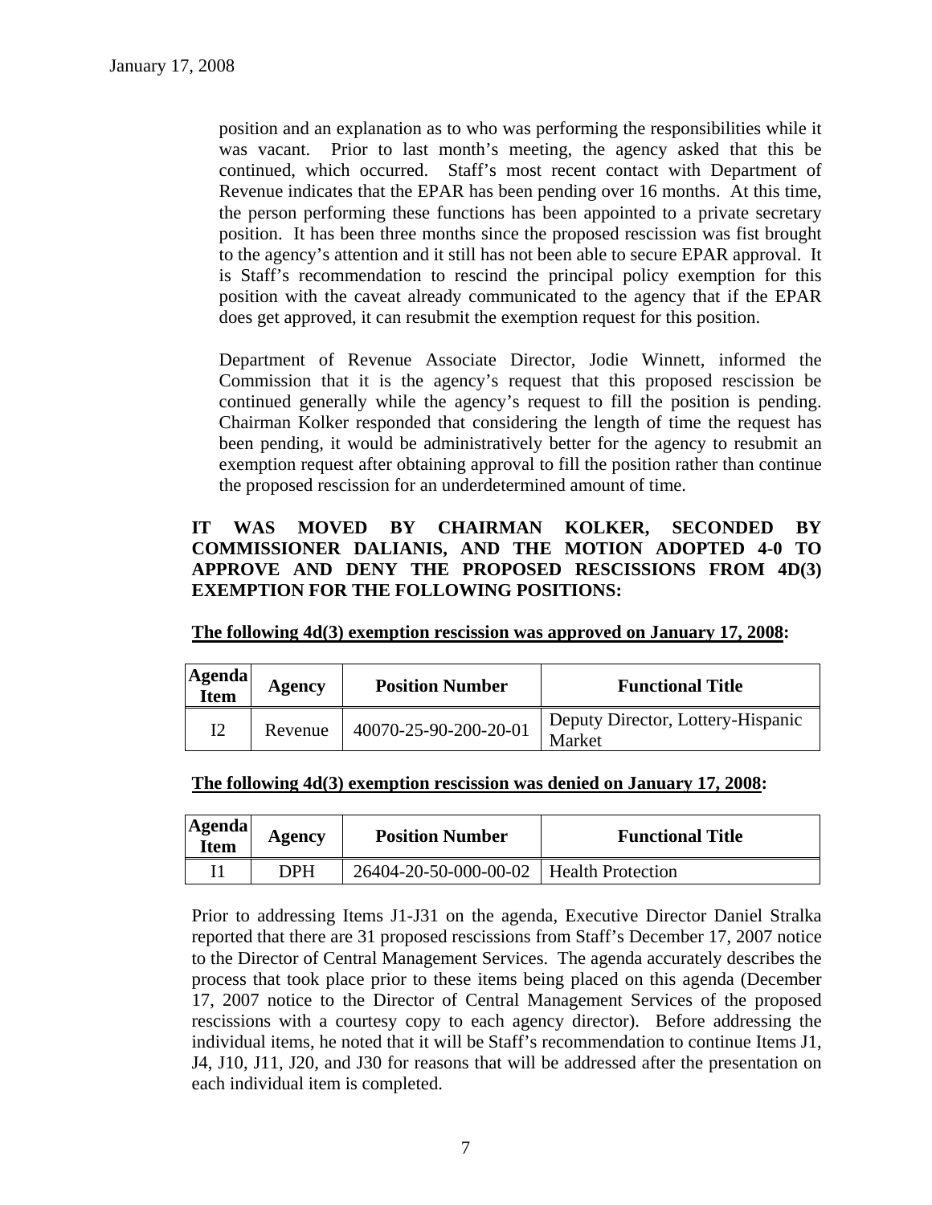position and an explanation as to who was performing the responsibilities while it was vacant. Prior to last month's meeting, the agency asked that this be continued, which occurred. Staff's most recent contact with Department of Revenue indicates that the EPAR has been pending over 16 months. At this time, the person performing these functions has been appointed to a private secretary position. It has been three months since the proposed rescission was fist brought to the agency's attention and it still has not been able to secure EPAR approval. It is Staff's recommendation to rescind the principal policy exemption for this position with the caveat already communicated to the agency that if the EPAR does get approved, it can resubmit the exemption request for this position.

Department of Revenue Associate Director, Jodie Winnett, informed the Commission that it is the agency's request that this proposed rescission be continued generally while the agency's request to fill the position is pending. Chairman Kolker responded that considering the length of time the request has been pending, it would be administratively better for the agency to resubmit an exemption request after obtaining approval to fill the position rather than continue the proposed rescission for an underdetermined amount of time.

**IT WAS MOVED BY CHAIRMAN KOLKER, SECONDED BY COMMISSIONER DALIANIS, AND THE MOTION ADOPTED 4-0 TO APPROVE AND DENY THE PROPOSED RESCISSIONS FROM 4D(3) EXEMPTION FOR THE FOLLOWING POSITIONS:**

**The following 4d(3) exemption rescission was approved on January 17, 2008:**

| Agenda Item | Agency | Position Number | Functional Title |
|---|---|---|---|
| I2 | Revenue | 40070-25-90-200-20-01 | Deputy Director, Lottery-Hispanic Market |

**The following 4d(3) exemption rescission was denied on January 17, 2008:**

| Agenda Item | Agency | Position Number | Functional Title |
|---|---|---|---|
| I1 | DPH | 26404-20-50-000-00-02 | Health Protection |

Prior to addressing Items J1-J31 on the agenda, Executive Director Daniel Stralka reported that there are 31 proposed rescissions from Staff's December 17, 2007 notice to the Director of Central Management Services. The agenda accurately describes the process that took place prior to these items being placed on this agenda (December 17, 2007 notice to the Director of Central Management Services of the proposed rescissions with a courtesy copy to each agency director). Before addressing the individual items, he noted that it will be Staff's recommendation to continue Items J1, J4, J10, J11, J20, and J30 for reasons that will be addressed after the presentation on each individual item is completed.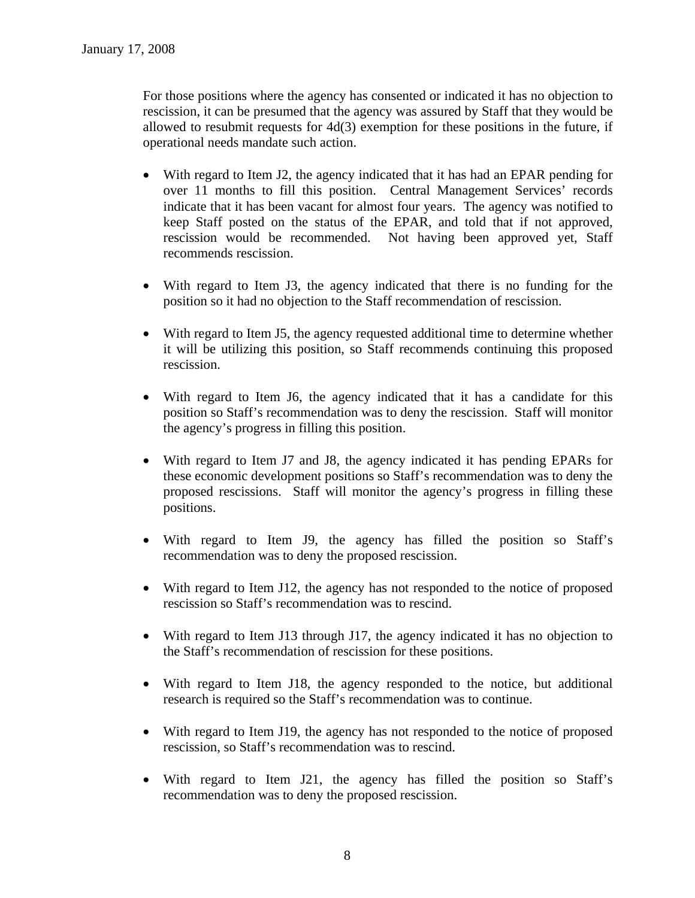For those positions where the agency has consented or indicated it has no objection to rescission, it can be presumed that the agency was assured by Staff that they would be allowed to resubmit requests for 4d(3) exemption for these positions in the future, if operational needs mandate such action.

- With regard to Item J2, the agency indicated that it has had an EPAR pending for over 11 months to fill this position. Central Management Services' records indicate that it has been vacant for almost four years. The agency was notified to keep Staff posted on the status of the EPAR, and told that if not approved, rescission would be recommended. Not having been approved yet, Staff recommends rescission.

- With regard to Item J3, the agency indicated that there is no funding for the position so it had no objection to the Staff recommendation of rescission.

- With regard to Item J5, the agency requested additional time to determine whether it will be utilizing this position, so Staff recommends continuing this proposed rescission.

- With regard to Item J6, the agency indicated that it has a candidate for this position so Staff's recommendation was to deny the rescission. Staff will monitor the agency's progress in filling this position.

- With regard to Item J7 and J8, the agency indicated it has pending EPARs for these economic development positions so Staff's recommendation was to deny the proposed rescissions. Staff will monitor the agency's progress in filling these positions.

- With regard to Item J9, the agency has filled the position so Staff's recommendation was to deny the proposed rescission.

- With regard to Item J12, the agency has not responded to the notice of proposed rescission so Staff's recommendation was to rescind.

- With regard to Item J13 through J17, the agency indicated it has no objection to the Staff's recommendation of rescission for these positions.

- With regard to Item J18, the agency responded to the notice, but additional research is required so the Staff's recommendation was to continue.

- With regard to Item J19, the agency has not responded to the notice of proposed rescission, so Staff's recommendation was to rescind.

- With regard to Item J21, the agency has filled the position so Staff's recommendation was to deny the proposed rescission.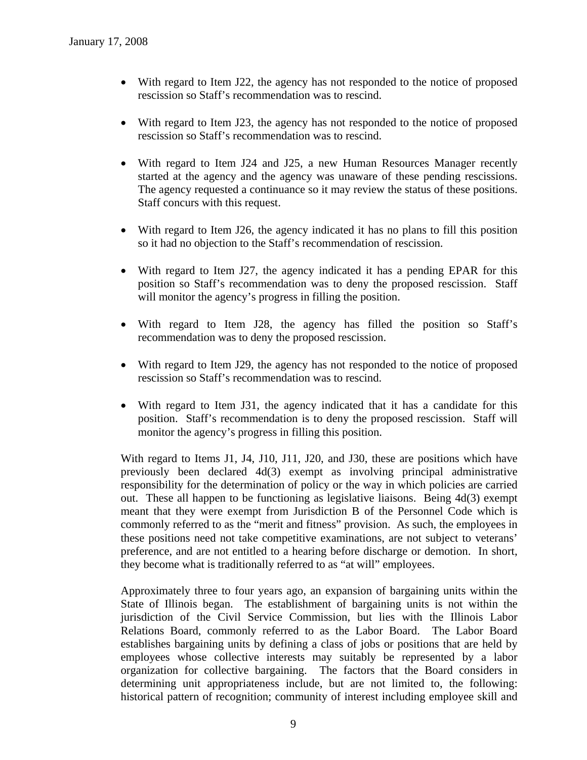- With regard to Item J22, the agency has not responded to the notice of proposed rescission so Staff's recommendation was to rescind.

- With regard to Item J23, the agency has not responded to the notice of proposed rescission so Staff's recommendation was to rescind.

- With regard to Item J24 and J25, a new Human Resources Manager recently started at the agency and the agency was unaware of these pending rescissions. The agency requested a continuance so it may review the status of these positions. Staff concurs with this request.

- With regard to Item J26, the agency indicated it has no plans to fill this position so it had no objection to the Staff's recommendation of rescission.

- With regard to Item J27, the agency indicated it has a pending EPAR for this position so Staff's recommendation was to deny the proposed rescission. Staff will monitor the agency's progress in filling the position.

- With regard to Item J28, the agency has filled the position so Staff's recommendation was to deny the proposed rescission.

- With regard to Item J29, the agency has not responded to the notice of proposed rescission so Staff's recommendation was to rescind.

- With regard to Item J31, the agency indicated that it has a candidate for this position. Staff's recommendation is to deny the proposed rescission. Staff will monitor the agency's progress in filling this position.

With regard to Items J1, J4, J10, J11, J20, and J30, these are positions which have previously been declared 4d(3) exempt as involving principal administrative responsibility for the determination of policy or the way in which policies are carried out. These all happen to be functioning as legislative liaisons. Being 4d(3) exempt meant that they were exempt from Jurisdiction B of the Personnel Code which is commonly referred to as the "merit and fitness" provision. As such, the employees in these positions need not take competitive examinations, are not subject to veterans' preference, and are not entitled to a hearing before discharge or demotion. In short, they become what is traditionally referred to as "at will" employees.

Approximately three to four years ago, an expansion of bargaining units within the State of Illinois began. The establishment of bargaining units is not within the jurisdiction of the Civil Service Commission, but lies with the Illinois Labor Relations Board, commonly referred to as the Labor Board. The Labor Board establishes bargaining units by defining a class of jobs or positions that are held by employees whose collective interests may suitably be represented by a labor organization for collective bargaining. The factors that the Board considers in determining unit appropriateness include, but are not limited to, the following: historical pattern of recognition; community of interest including employee skill and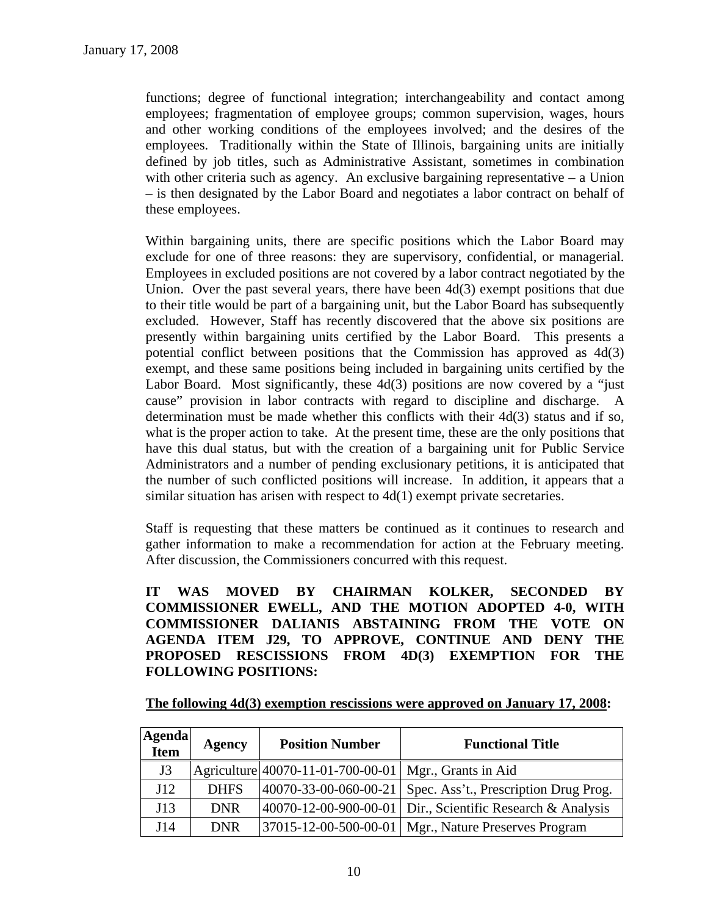functions; degree of functional integration; interchangeability and contact among employees; fragmentation of employee groups; common supervision, wages, hours and other working conditions of the employees involved; and the desires of the employees. Traditionally within the State of Illinois, bargaining units are initially defined by job titles, such as Administrative Assistant, sometimes in combination with other criteria such as agency. An exclusive bargaining representative – a Union – is then designated by the Labor Board and negotiates a labor contract on behalf of these employees.

Within bargaining units, there are specific positions which the Labor Board may exclude for one of three reasons: they are supervisory, confidential, or managerial. Employees in excluded positions are not covered by a labor contract negotiated by the Union. Over the past several years, there have been 4d(3) exempt positions that due to their title would be part of a bargaining unit, but the Labor Board has subsequently excluded. However, Staff has recently discovered that the above six positions are presently within bargaining units certified by the Labor Board. This presents a potential conflict between positions that the Commission has approved as 4d(3) exempt, and these same positions being included in bargaining units certified by the Labor Board. Most significantly, these 4d(3) positions are now covered by a "just cause" provision in labor contracts with regard to discipline and discharge. A determination must be made whether this conflicts with their 4d(3) status and if so, what is the proper action to take. At the present time, these are the only positions that have this dual status, but with the creation of a bargaining unit for Public Service Administrators and a number of pending exclusionary petitions, it is anticipated that the number of such conflicted positions will increase. In addition, it appears that a similar situation has arisen with respect to 4d(1) exempt private secretaries.

Staff is requesting that these matters be continued as it continues to research and gather information to make a recommendation for action at the February meeting. After discussion, the Commissioners concurred with this request.

**IT WAS MOVED BY CHAIRMAN KOLKER, SECONDED BY COMMISSIONER EWELL, AND THE MOTION ADOPTED 4-0, WITH COMMISSIONER DALIANIS ABSTAINING FROM THE VOTE ON AGENDA ITEM J29, TO APPROVE, CONTINUE AND DENY THE PROPOSED RESCISSIONS FROM 4D(3) EXEMPTION FOR THE FOLLOWING POSITIONS:**

**The following 4d(3) exemption rescissions were approved on January 17, 2008:**

| Agenda Item | Agency | Position Number | Functional Title |
|---|---|---|---|
| J3 | Agriculture | 40070-11-01-700-00-01 | Mgr., Grants in Aid |
| J12 | DHFS | 40070-33-00-060-00-21 | Spec. Ass't., Prescription Drug Prog. |
| J13 | DNR | 40070-12-00-900-00-01 | Dir., Scientific Research & Analysis |
| J14 | DNR | 37015-12-00-500-00-01 | Mgr., Nature Preserves Program |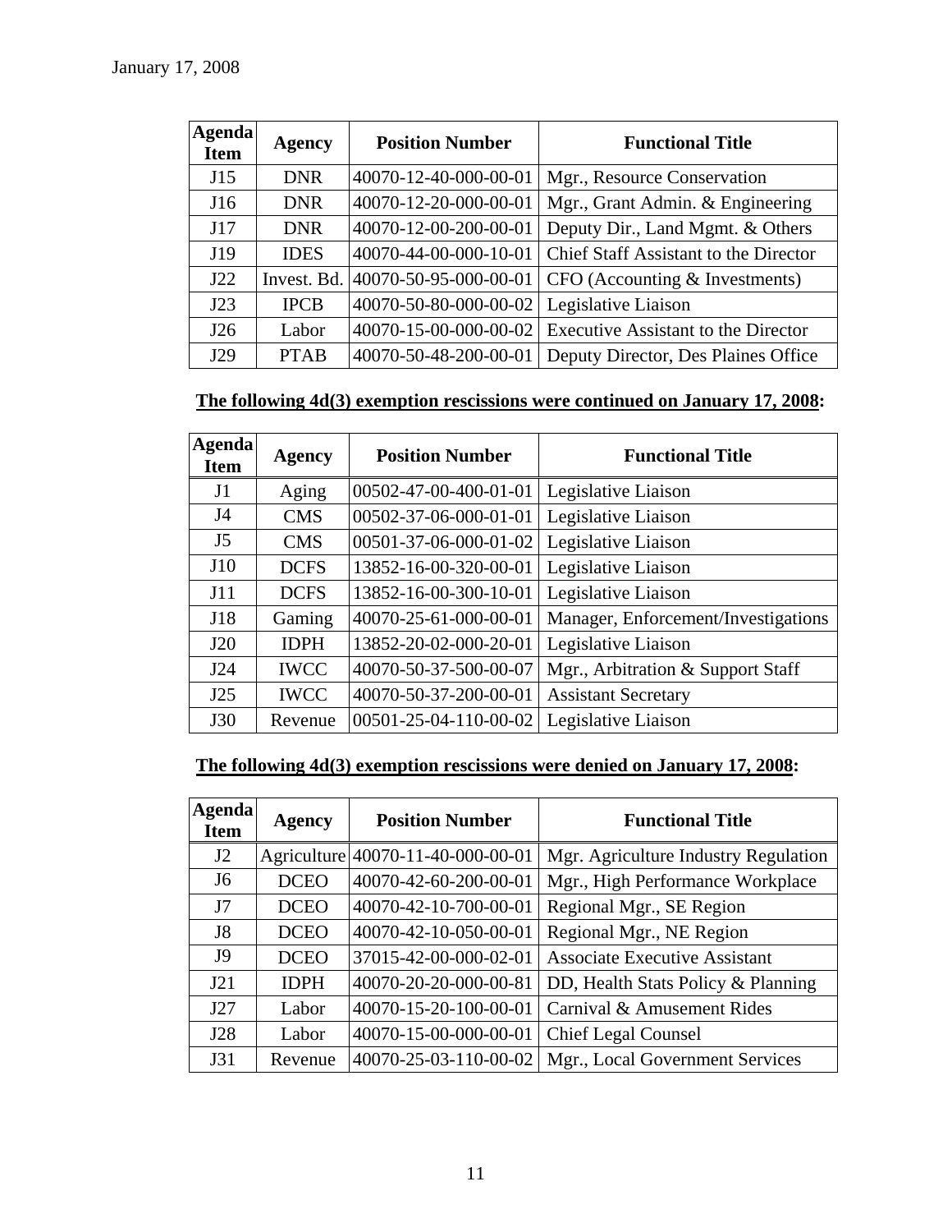| Agenda Item | Agency | Position Number | Functional Title |
|---|---|---|---|
| J15 | DNR | 40070-12-40-000-00-01 | Mgr., Resource Conservation |
| J16 | DNR | 40070-12-20-000-00-01 | Mgr., Grant Admin. & Engineering |
| J17 | DNR | 40070-12-00-200-00-01 | Deputy Dir., Land Mgmt. & Others |
| J19 | IDES | 40070-44-00-000-10-01 | Chief Staff Assistant to the Director |
| J22 | Invest. Bd. | 40070-50-95-000-00-01 | CFO (Accounting & Investments) |
| J23 | IPCB | 40070-50-80-000-00-02 | Legislative Liaison |
| J26 | Labor | 40070-15-00-000-00-02 | Executive Assistant to the Director |
| J29 | PTAB | 40070-50-48-200-00-01 | Deputy Director, Des Plaines Office |

**The following 4d(3) exemption rescissions were continued on January 17, 2008:**

| Agenda Item | Agency | Position Number | Functional Title |
|---|---|---|---|
| J1 | Aging | 00502-47-00-400-01-01 | Legislative Liaison |
| J4 | CMS | 00502-37-06-000-01-01 | Legislative Liaison |
| J5 | CMS | 00501-37-06-000-01-02 | Legislative Liaison |
| J10 | DCFS | 13852-16-00-320-00-01 | Legislative Liaison |
| J11 | DCFS | 13852-16-00-300-10-01 | Legislative Liaison |
| J18 | Gaming | 40070-25-61-000-00-01 | Manager, Enforcement/Investigations |
| J20 | IDPH | 13852-20-02-000-20-01 | Legislative Liaison |
| J24 | IWCC | 40070-50-37-500-00-07 | Mgr., Arbitration & Support Staff |
| J25 | IWCC | 40070-50-37-200-00-01 | Assistant Secretary |
| J30 | Revenue | 00501-25-04-110-00-02 | Legislative Liaison |

**The following 4d(3) exemption rescissions were denied on January 17, 2008:**

| Agenda Item | Agency | Position Number | Functional Title |
|---|---|---|---|
| J2 | Agriculture | 40070-11-40-000-00-01 | Mgr. Agriculture Industry Regulation |
| J6 | DCEO | 40070-42-60-200-00-01 | Mgr., High Performance Workplace |
| J7 | DCEO | 40070-42-10-700-00-01 | Regional Mgr., SE Region |
| J8 | DCEO | 40070-42-10-050-00-01 | Regional Mgr., NE Region |
| J9 | DCEO | 37015-42-00-000-02-01 | Associate Executive Assistant |
| J21 | IDPH | 40070-20-20-000-00-81 | DD, Health Stats Policy & Planning |
| J27 | Labor | 40070-15-20-100-00-01 | Carnival & Amusement Rides |
| J28 | Labor | 40070-15-00-000-00-01 | Chief Legal Counsel |
| J31 | Revenue | 40070-25-03-110-00-02 | Mgr., Local Government Services |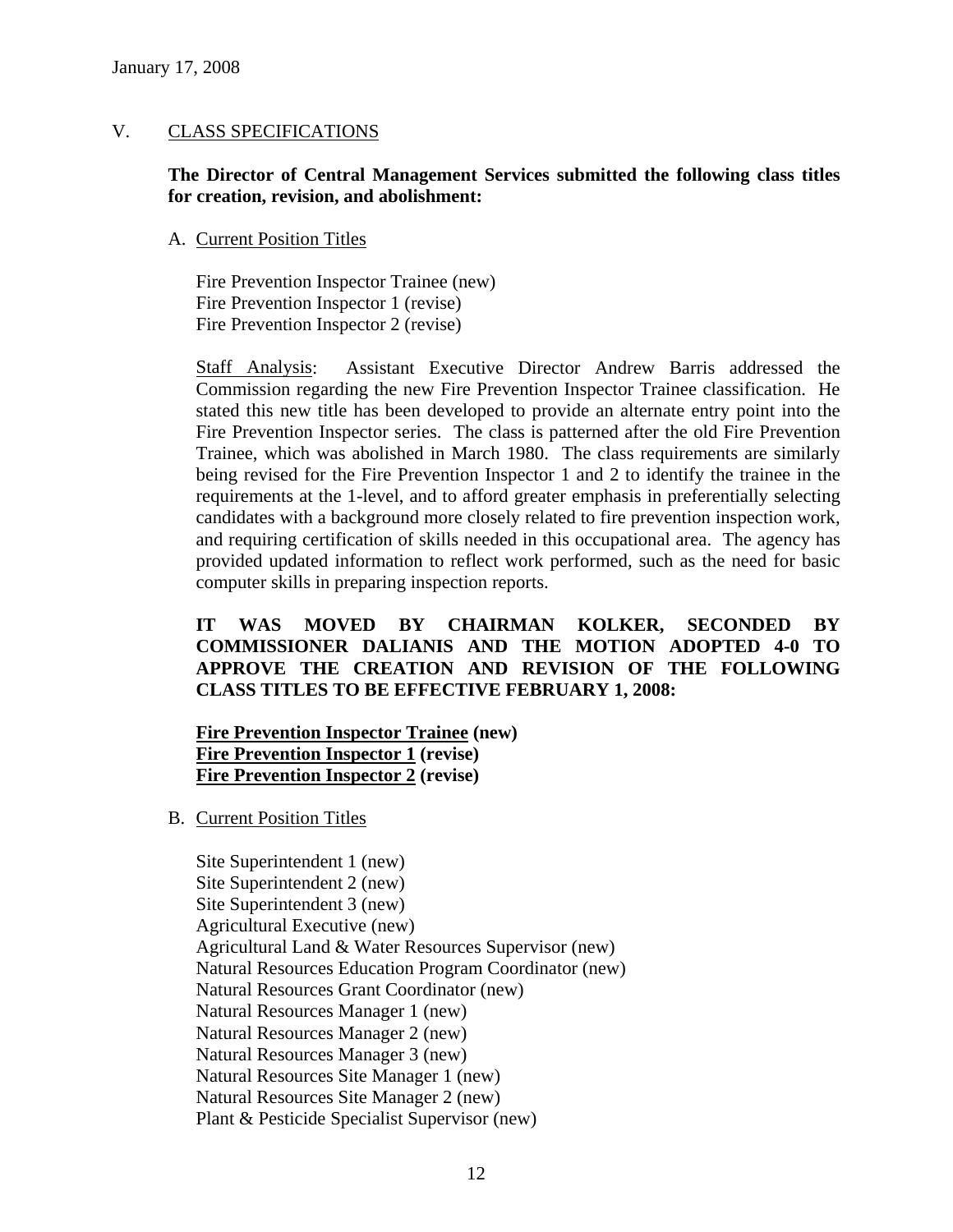## V. CLASS SPECIFICATIONS

**The Director of Central Management Services submitted the following class titles for creation, revision, and abolishment:**

A. Current Position Titles

Fire Prevention Inspector Trainee (new)
Fire Prevention Inspector 1 (revise)
Fire Prevention Inspector 2 (revise)

Staff Analysis: Assistant Executive Director Andrew Barris addressed the Commission regarding the new Fire Prevention Inspector Trainee classification. He stated this new title has been developed to provide an alternate entry point into the Fire Prevention Inspector series. The class is patterned after the old Fire Prevention Trainee, which was abolished in March 1980. The class requirements are similarly being revised for the Fire Prevention Inspector 1 and 2 to identify the trainee in the requirements at the 1-level, and to afford greater emphasis in preferentially selecting candidates with a background more closely related to fire prevention inspection work, and requiring certification of skills needed in this occupational area. The agency has provided updated information to reflect work performed, such as the need for basic computer skills in preparing inspection reports.

**IT WAS MOVED BY CHAIRMAN KOLKER, SECONDED BY COMMISSIONER DALIANIS AND THE MOTION ADOPTED 4-0 TO APPROVE THE CREATION AND REVISION OF THE FOLLOWING CLASS TITLES TO BE EFFECTIVE FEBRUARY 1, 2008:**

**Fire Prevention Inspector Trainee (new)**
**Fire Prevention Inspector 1 (revise)**
**Fire Prevention Inspector 2 (revise)**

B. Current Position Titles

Site Superintendent 1 (new)
Site Superintendent 2 (new)
Site Superintendent 3 (new)
Agricultural Executive (new)
Agricultural Land & Water Resources Supervisor (new)
Natural Resources Education Program Coordinator (new)
Natural Resources Grant Coordinator (new)
Natural Resources Manager 1 (new)
Natural Resources Manager 2 (new)
Natural Resources Manager 3 (new)
Natural Resources Site Manager 1 (new)
Natural Resources Site Manager 2 (new)
Plant & Pesticide Specialist Supervisor (new)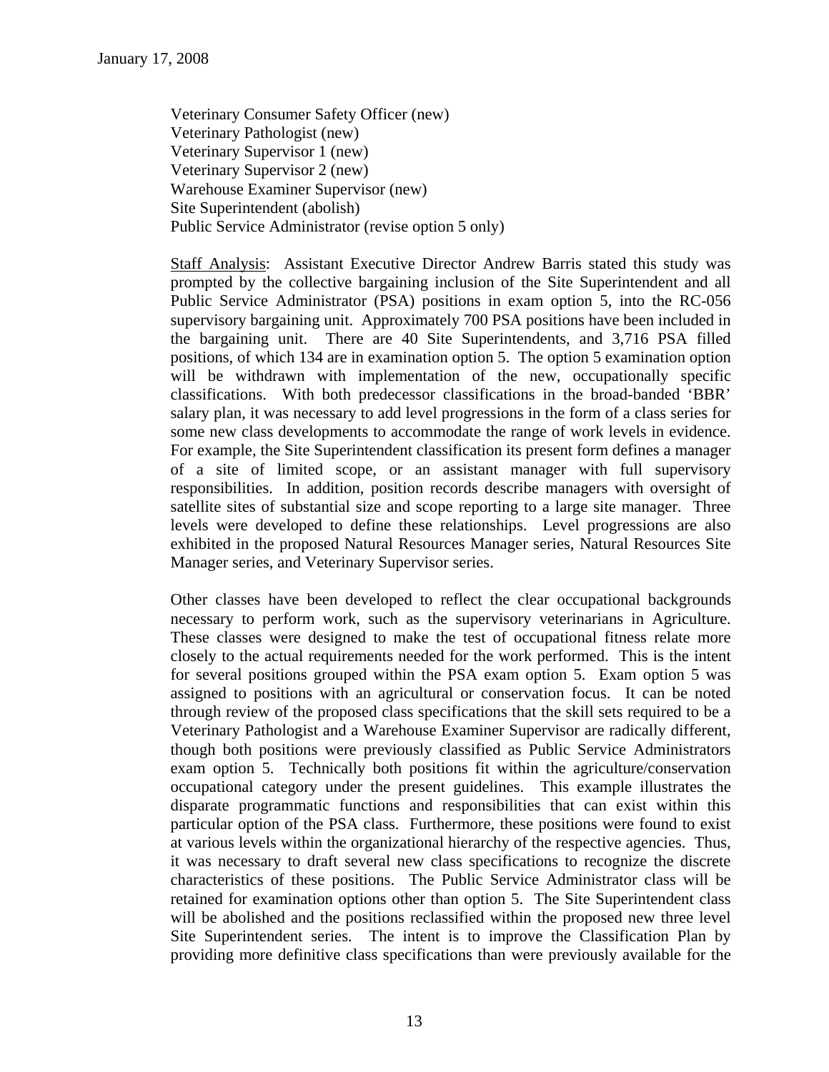Veterinary Consumer Safety Officer (new)
Veterinary Pathologist (new)
Veterinary Supervisor 1 (new)
Veterinary Supervisor 2 (new)
Warehouse Examiner Supervisor (new)
Site Superintendent (abolish)
Public Service Administrator (revise option 5 only)

Staff Analysis: Assistant Executive Director Andrew Barris stated this study was prompted by the collective bargaining inclusion of the Site Superintendent and all Public Service Administrator (PSA) positions in exam option 5, into the RC-056 supervisory bargaining unit. Approximately 700 PSA positions have been included in the bargaining unit. There are 40 Site Superintendents, and 3,716 PSA filled positions, of which 134 are in examination option 5. The option 5 examination option will be withdrawn with implementation of the new, occupationally specific classifications. With both predecessor classifications in the broad-banded 'BBR' salary plan, it was necessary to add level progressions in the form of a class series for some new class developments to accommodate the range of work levels in evidence. For example, the Site Superintendent classification its present form defines a manager of a site of limited scope, or an assistant manager with full supervisory responsibilities. In addition, position records describe managers with oversight of satellite sites of substantial size and scope reporting to a large site manager. Three levels were developed to define these relationships. Level progressions are also exhibited in the proposed Natural Resources Manager series, Natural Resources Site Manager series, and Veterinary Supervisor series.

Other classes have been developed to reflect the clear occupational backgrounds necessary to perform work, such as the supervisory veterinarians in Agriculture. These classes were designed to make the test of occupational fitness relate more closely to the actual requirements needed for the work performed. This is the intent for several positions grouped within the PSA exam option 5. Exam option 5 was assigned to positions with an agricultural or conservation focus. It can be noted through review of the proposed class specifications that the skill sets required to be a Veterinary Pathologist and a Warehouse Examiner Supervisor are radically different, though both positions were previously classified as Public Service Administrators exam option 5. Technically both positions fit within the agriculture/conservation occupational category under the present guidelines. This example illustrates the disparate programmatic functions and responsibilities that can exist within this particular option of the PSA class. Furthermore, these positions were found to exist at various levels within the organizational hierarchy of the respective agencies. Thus, it was necessary to draft several new class specifications to recognize the discrete characteristics of these positions. The Public Service Administrator class will be retained for examination options other than option 5. The Site Superintendent class will be abolished and the positions reclassified within the proposed new three level Site Superintendent series. The intent is to improve the Classification Plan by providing more definitive class specifications than were previously available for the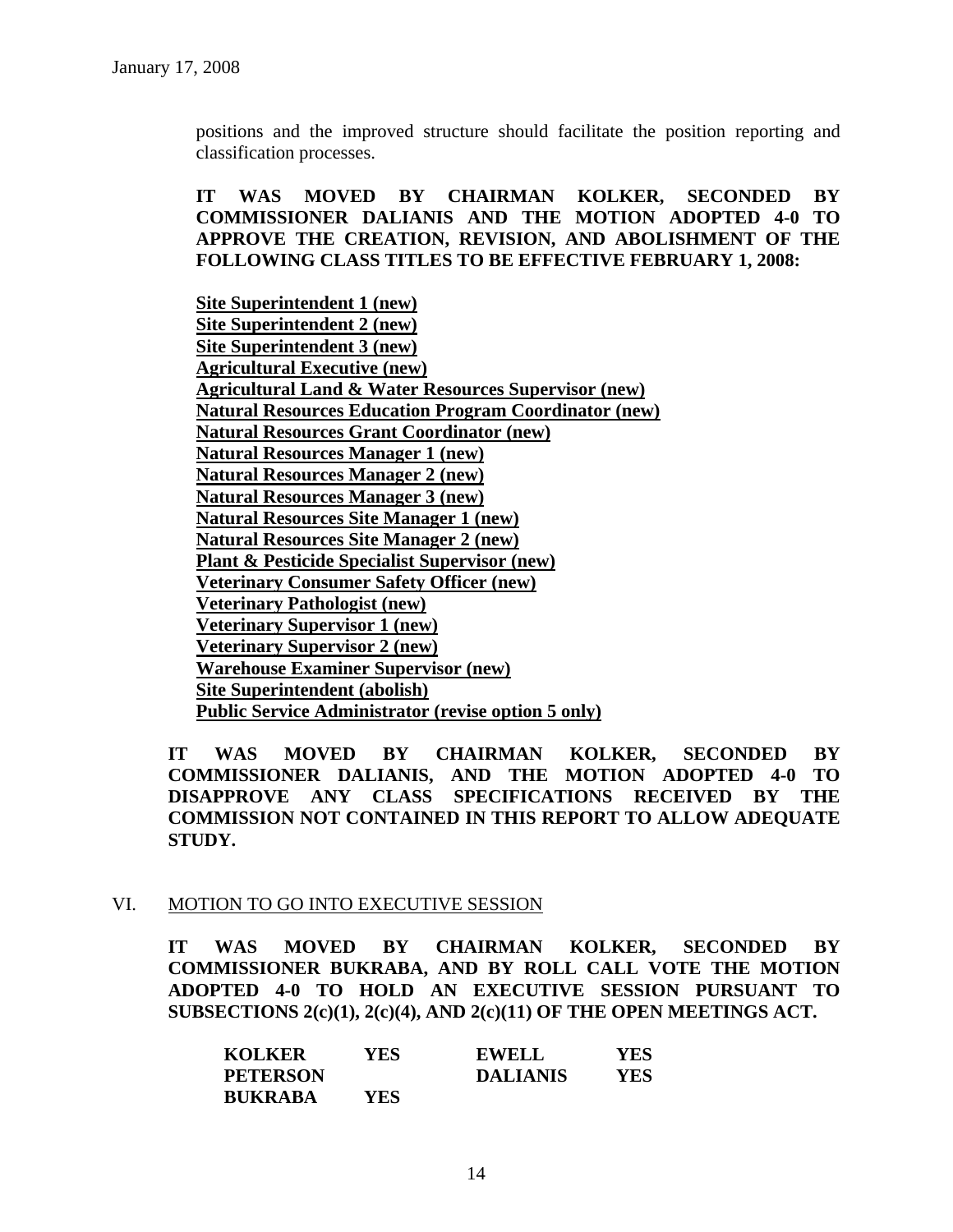positions and the improved structure should facilitate the position reporting and classification processes.

**IT WAS MOVED BY CHAIRMAN KOLKER, SECONDED BY COMMISSIONER DALIANIS AND THE MOTION ADOPTED 4-0 TO APPROVE THE CREATION, REVISION, AND ABOLISHMENT OF THE FOLLOWING CLASS TITLES TO BE EFFECTIVE FEBRUARY 1, 2008:**

**Site Superintendent 1 (new)**
**Site Superintendent 2 (new)**
**Site Superintendent 3 (new)**
**Agricultural Executive (new)**
**Agricultural Land & Water Resources Supervisor (new)**
**Natural Resources Education Program Coordinator (new)**
**Natural Resources Grant Coordinator (new)**
**Natural Resources Manager 1 (new)**
**Natural Resources Manager 2 (new)**
**Natural Resources Manager 3 (new)**
**Natural Resources Site Manager 1 (new)**
**Natural Resources Site Manager 2 (new)**
**Plant & Pesticide Specialist Supervisor (new)**
**Veterinary Consumer Safety Officer (new)**
**Veterinary Pathologist (new)**
**Veterinary Supervisor 1 (new)**
**Veterinary Supervisor 2 (new)**
**Warehouse Examiner Supervisor (new)**
**Site Superintendent (abolish)**
**Public Service Administrator (revise option 5 only)**

**IT WAS MOVED BY CHAIRMAN KOLKER, SECONDED BY COMMISSIONER DALIANIS, AND THE MOTION ADOPTED 4-0 TO DISAPPROVE ANY CLASS SPECIFICATIONS RECEIVED BY THE COMMISSION NOT CONTAINED IN THIS REPORT TO ALLOW ADEQUATE STUDY.**

## VI. MOTION TO GO INTO EXECUTIVE SESSION

**IT WAS MOVED BY CHAIRMAN KOLKER, SECONDED BY COMMISSIONER BUKRABA, AND BY ROLL CALL VOTE THE MOTION ADOPTED 4-0 TO HOLD AN EXECUTIVE SESSION PURSUANT TO SUBSECTIONS 2(c)(1), 2(c)(4), AND 2(c)(11) OF THE OPEN MEETINGS ACT.**

| | | | |
|---|---|---|---|
| **KOLKER** | **YES** | **EWELL** | **YES** |
| **PETERSON** | | **DALIANIS** | **YES** |
| **BUKRABA** | **YES** | | |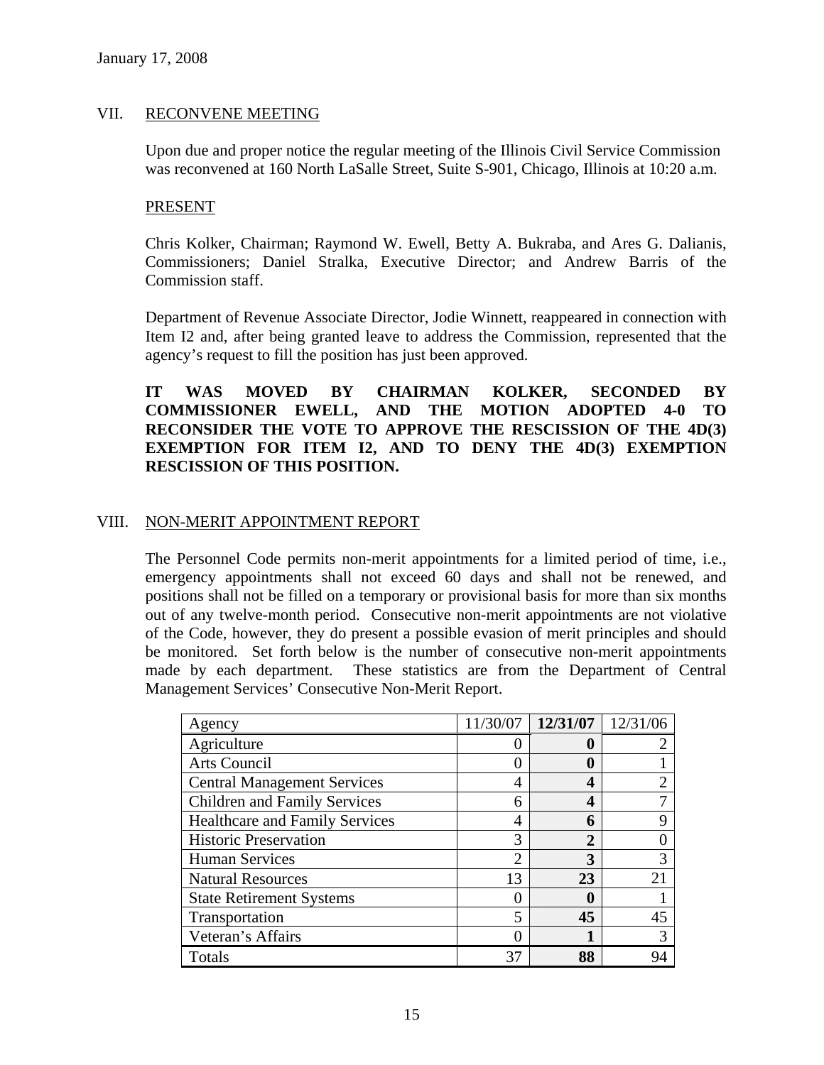January 17, 2008

## VII. RECONVENE MEETING

Upon due and proper notice the regular meeting of the Illinois Civil Service Commission was reconvened at 160 North LaSalle Street, Suite S-901, Chicago, Illinois at 10:20 a.m.

### PRESENT

Chris Kolker, Chairman; Raymond W. Ewell, Betty A. Bukraba, and Ares G. Dalianis, Commissioners; Daniel Stralka, Executive Director; and Andrew Barris of the Commission staff.

Department of Revenue Associate Director, Jodie Winnett, reappeared in connection with Item I2 and, after being granted leave to address the Commission, represented that the agency's request to fill the position has just been approved.

**IT WAS MOVED BY CHAIRMAN KOLKER, SECONDED BY COMMISSIONER EWELL, AND THE MOTION ADOPTED 4-0 TO RECONSIDER THE VOTE TO APPROVE THE RESCISSION OF THE 4D(3) EXEMPTION FOR ITEM I2, AND TO DENY THE 4D(3) EXEMPTION RESCISSION OF THIS POSITION.**

## VIII. NON-MERIT APPOINTMENT REPORT

The Personnel Code permits non-merit appointments for a limited period of time, i.e., emergency appointments shall not exceed 60 days and shall not be renewed, and positions shall not be filled on a temporary or provisional basis for more than six months out of any twelve-month period. Consecutive non-merit appointments are not violative of the Code, however, they do present a possible evasion of merit principles and should be monitored. Set forth below is the number of consecutive non-merit appointments made by each department. These statistics are from the Department of Central Management Services' Consecutive Non-Merit Report.

| Agency | 11/30/07 | **12/31/07** | 12/31/06 |
|---|---|---|---|
| Agriculture | 0 | **0** | 2 |
| Arts Council | 0 | **0** | 1 |
| Central Management Services | 4 | **4** | 2 |
| Children and Family Services | 6 | **4** | 7 |
| Healthcare and Family Services | 4 | **6** | 9 |
| Historic Preservation | 3 | **2** | 0 |
| Human Services | 2 | **3** | 3 |
| Natural Resources | 13 | **23** | 21 |
| State Retirement Systems | 0 | **0** | 1 |
| Transportation | 5 | **45** | 45 |
| Veteran's Affairs | 0 | **1** | 3 |
| Totals | 37 | **88** | 94 |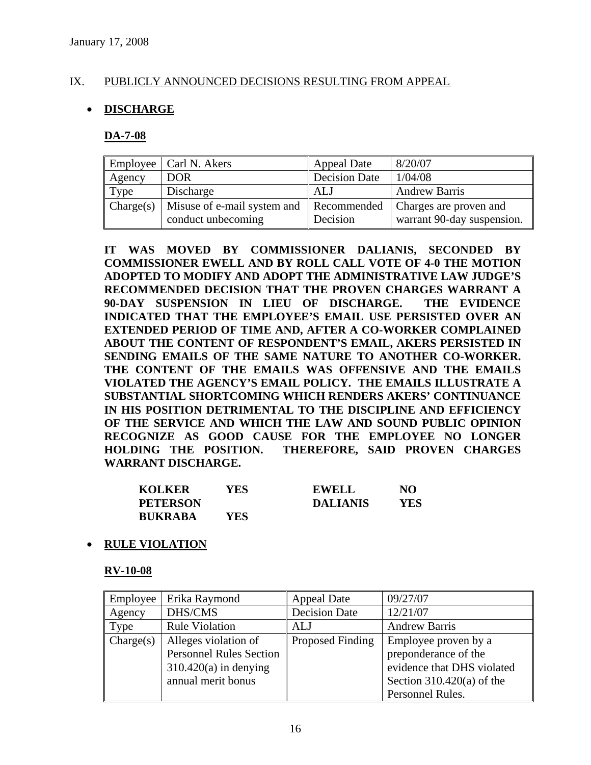January 17, 2008

## IX. PUBLICLY ANNOUNCED DECISIONS RESULTING FROM APPEAL

- **DISCHARGE**

**DA-7-08**

| Employee | Carl N. Akers | Appeal Date | 8/20/07 |
|---|---|---|---|
| Agency | DOR | Decision Date | 1/04/08 |
| Type | Discharge | ALJ | Andrew Barris |
| Charge(s) | Misuse of e-mail system and conduct unbecoming | Recommended Decision | Charges are proven and warrant 90-day suspension. |

**IT WAS MOVED BY COMMISSIONER DALIANIS, SECONDED BY COMMISSIONER EWELL AND BY ROLL CALL VOTE OF 4-0 THE MOTION ADOPTED TO MODIFY AND ADOPT THE ADMINISTRATIVE LAW JUDGE'S RECOMMENDED DECISION THAT THE PROVEN CHARGES WARRANT A 90-DAY SUSPENSION IN LIEU OF DISCHARGE. THE EVIDENCE INDICATED THAT THE EMPLOYEE'S EMAIL USE PERSISTED OVER AN EXTENDED PERIOD OF TIME AND, AFTER A CO-WORKER COMPLAINED ABOUT THE CONTENT OF RESPONDENT'S EMAIL, AKERS PERSISTED IN SENDING EMAILS OF THE SAME NATURE TO ANOTHER CO-WORKER. THE CONTENT OF THE EMAILS WAS OFFENSIVE AND THE EMAILS VIOLATED THE AGENCY'S EMAIL POLICY. THE EMAILS ILLUSTRATE A SUBSTANTIAL SHORTCOMING WHICH RENDERS AKERS' CONTINUANCE IN HIS POSITION DETRIMENTAL TO THE DISCIPLINE AND EFFICIENCY OF THE SERVICE AND WHICH THE LAW AND SOUND PUBLIC OPINION RECOGNIZE AS GOOD CAUSE FOR THE EMPLOYEE NO LONGER HOLDING THE POSITION. THEREFORE, SAID PROVEN CHARGES WARRANT DISCHARGE.**

| | | | |
|---|---|---|---|
| **KOLKER** | **YES** | **EWELL** | **NO** |
| **PETERSON** | | **DALIANIS** | **YES** |
| **BUKRABA** | **YES** | | |

- **RULE VIOLATION**

**RV-10-08**

| Employee | Erika Raymond | Appeal Date | 09/27/07 |
|---|---|---|---|
| Agency | DHS/CMS | Decision Date | 12/21/07 |
| Type | Rule Violation | ALJ | Andrew Barris |
| Charge(s) | Alleges violation of Personnel Rules Section 310.420(a) in denying annual merit bonus | Proposed Finding | Employee proven by a preponderance of the evidence that DHS violated Section 310.420(a) of the Personnel Rules. |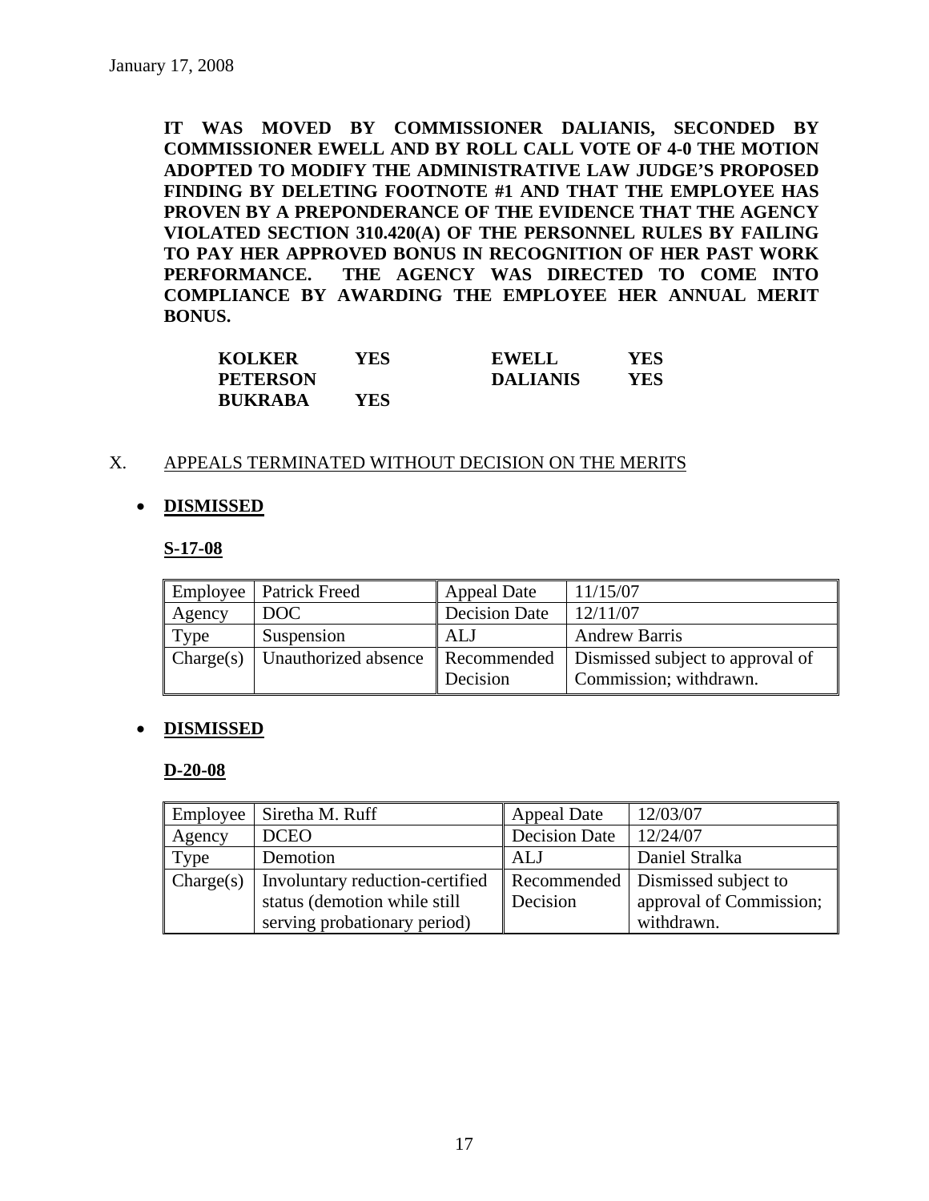January 17, 2008

**IT WAS MOVED BY COMMISSIONER DALIANIS, SECONDED BY COMMISSIONER EWELL AND BY ROLL CALL VOTE OF 4-0 THE MOTION ADOPTED TO MODIFY THE ADMINISTRATIVE LAW JUDGE'S PROPOSED FINDING BY DELETING FOOTNOTE #1 AND THAT THE EMPLOYEE HAS PROVEN BY A PREPONDERANCE OF THE EVIDENCE THAT THE AGENCY VIOLATED SECTION 310.420(A) OF THE PERSONNEL RULES BY FAILING TO PAY HER APPROVED BONUS IN RECOGNITION OF HER PAST WORK PERFORMANCE. THE AGENCY WAS DIRECTED TO COME INTO COMPLIANCE BY AWARDING THE EMPLOYEE HER ANNUAL MERIT BONUS.**

| | | | |
|---|---|---|---|
| **KOLKER** | **YES** | **EWELL** | **YES** |
| **PETERSON** | | **DALIANIS** | **YES** |
| **BUKRABA** | **YES** | | |

X. APPEALS TERMINATED WITHOUT DECISION ON THE MERITS

- **DISMISSED**

**S-17-08**

| Employee | Patrick Freed | Appeal Date | 11/15/07 |
|---|---|---|---|
| Agency | DOC | Decision Date | 12/11/07 |
| Type | Suspension | ALJ | Andrew Barris |
| Charge(s) | Unauthorized absence | Recommended Decision | Dismissed subject to approval of Commission; withdrawn. |

- **DISMISSED**

**D-20-08**

| Employee | Siretha M. Ruff | Appeal Date | 12/03/07 |
|---|---|---|---|
| Agency | DCEO | Decision Date | 12/24/07 |
| Type | Demotion | ALJ | Daniel Stralka |
| Charge(s) | Involuntary reduction-certified status (demotion while still serving probationary period) | Recommended Decision | Dismissed subject to approval of Commission; withdrawn. |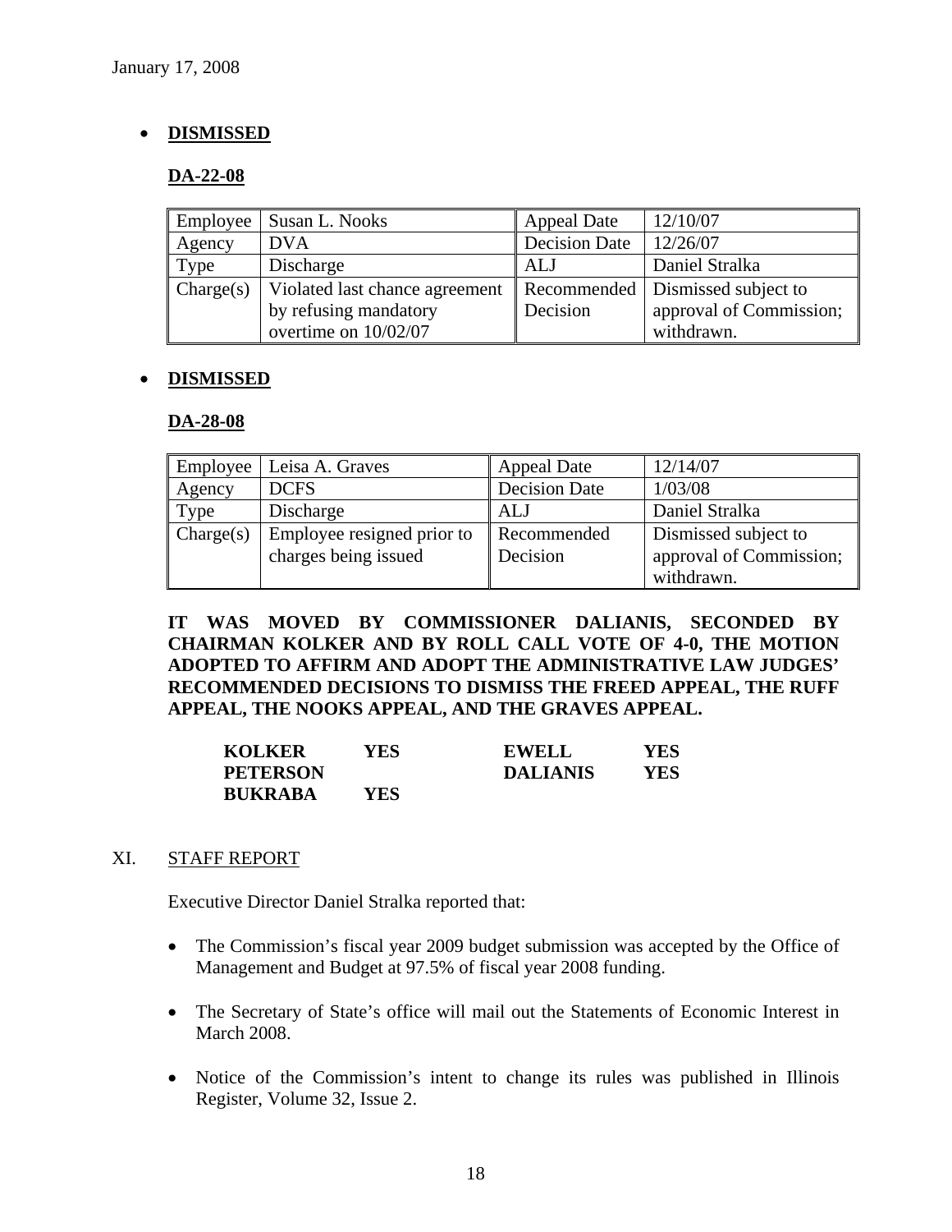January 17, 2008

- **DISMISSED**

**DA-22-08**

| Employee | Susan L. Nooks | Appeal Date | 12/10/07 |
|---|---|---|---|
| Agency | DVA | Decision Date | 12/26/07 |
| Type | Discharge | ALJ | Daniel Stralka |
| Charge(s) | Violated last chance agreement by refusing mandatory overtime on 10/02/07 | Recommended Decision | Dismissed subject to approval of Commission; withdrawn. |

- **DISMISSED**

**DA-28-08**

| Employee | Leisa A. Graves | Appeal Date | 12/14/07 |
|---|---|---|---|
| Agency | DCFS | Decision Date | 1/03/08 |
| Type | Discharge | ALJ | Daniel Stralka |
| Charge(s) | Employee resigned prior to charges being issued | Recommended Decision | Dismissed subject to approval of Commission; withdrawn. |

**IT WAS MOVED BY COMMISSIONER DALIANIS, SECONDED BY CHAIRMAN KOLKER AND BY ROLL CALL VOTE OF 4-0, THE MOTION ADOPTED TO AFFIRM AND ADOPT THE ADMINISTRATIVE LAW JUDGES' RECOMMENDED DECISIONS TO DISMISS THE FREED APPEAL, THE RUFF APPEAL, THE NOOKS APPEAL, AND THE GRAVES APPEAL.**

| | | | |
|---|---|---|---|
| **KOLKER** | **YES** | **EWELL** | **YES** |
| **PETERSON** | | **DALIANIS** | **YES** |
| **BUKRABA** | **YES** | | |

XI. STAFF REPORT

Executive Director Daniel Stralka reported that:

- The Commission's fiscal year 2009 budget submission was accepted by the Office of Management and Budget at 97.5% of fiscal year 2008 funding.
- The Secretary of State's office will mail out the Statements of Economic Interest in March 2008.
- Notice of the Commission's intent to change its rules was published in Illinois Register, Volume 32, Issue 2.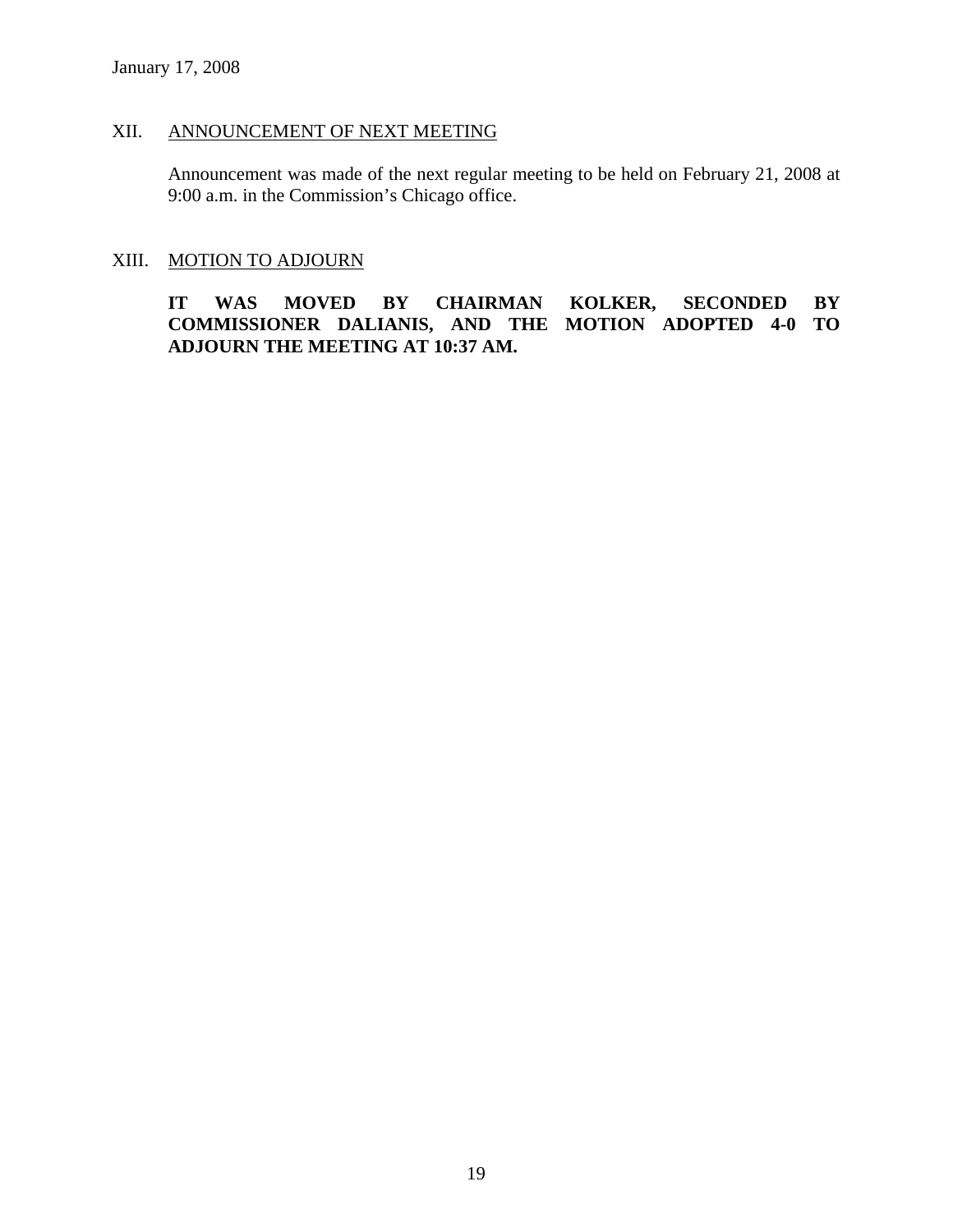January 17, 2008

## XII. ANNOUNCEMENT OF NEXT MEETING

Announcement was made of the next regular meeting to be held on February 21, 2008 at 9:00 a.m. in the Commission's Chicago office.

## XIII. MOTION TO ADJOURN

**IT WAS MOVED BY CHAIRMAN KOLKER, SECONDED BY COMMISSIONER DALIANIS, AND THE MOTION ADOPTED 4-0 TO ADJOURN THE MEETING AT 10:37 AM.**